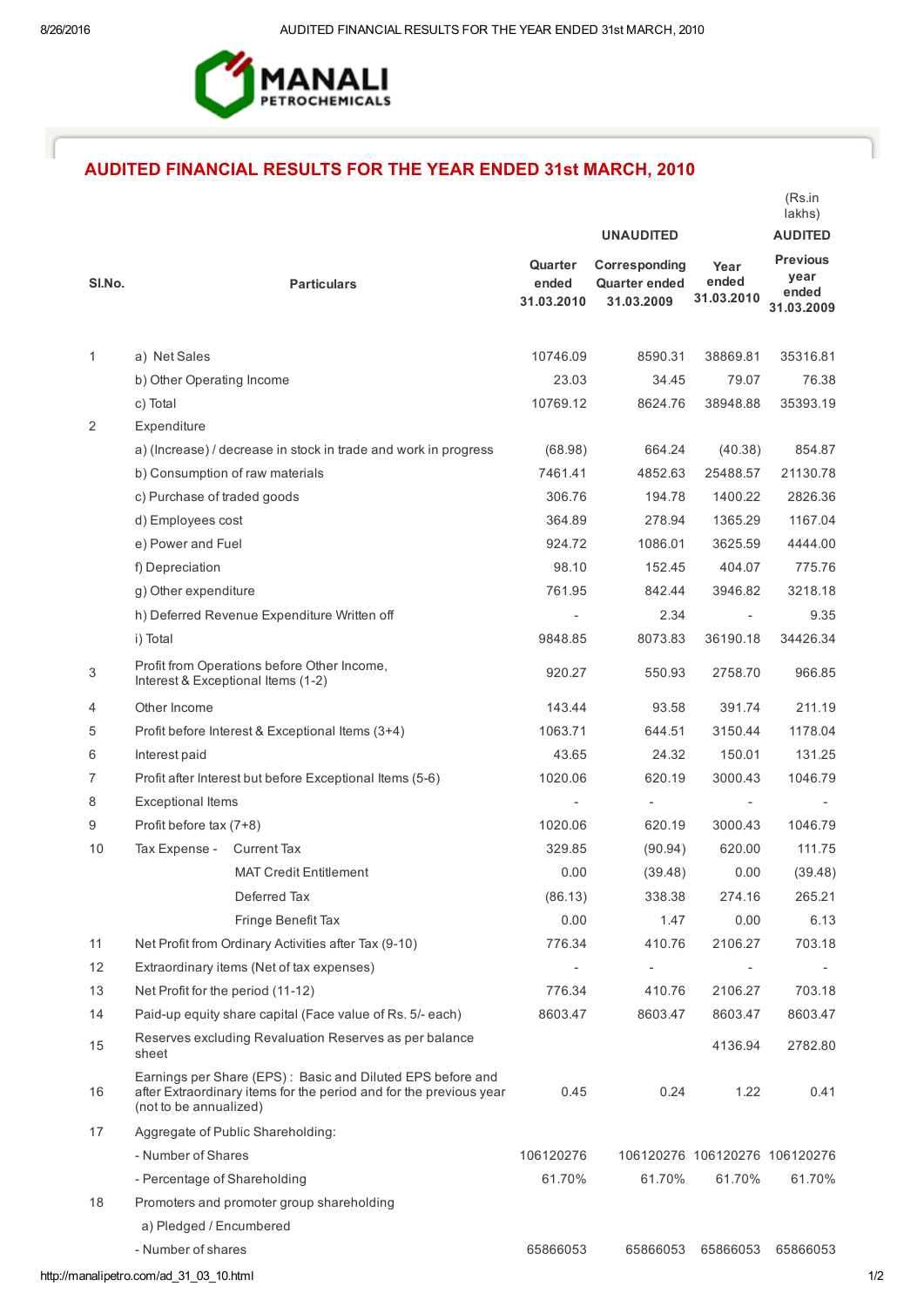MANALI PETROCHEMICALS

## AUDITED FINANCIAL RESULTS FOR THE YEAR ENDED 31st MARCH, 2010

(Rs.in lakhs)

| Sl.No. | Particulars | | Quarter ended 31.03.2010 | Corresponding Quarter ended 31.03.2009 | Year ended 31.03.2010 | Previous year ended 31.03.2009 |
|---|---|---|---|---|---|---|
| | | | UNAUDITED | | | AUDITED |
| 1 | a) Net Sales | | 10746.09 | 8590.31 | 38869.81 | 35316.81 |
| | b) Other Operating Income | | 23.03 | 34.45 | 79.07 | 76.38 |
| | c) Total | | 10769.12 | 8624.76 | 38948.88 | 35393.19 |
| 2 | Expenditure | | | | | |
| | a) (Increase) / decrease in stock in trade and work in progress | | (68.98) | 664.24 | (40.38) | 854.87 |
| | b) Consumption of raw materials | | 7461.41 | 4852.63 | 25488.57 | 21130.78 |
| | c) Purchase of traded goods | | 306.76 | 194.78 | 1400.22 | 2826.36 |
| | d) Employees cost | | 364.89 | 278.94 | 1365.29 | 1167.04 |
| | e) Power and Fuel | | 924.72 | 1086.01 | 3625.59 | 4444.00 |
| | f) Depreciation | | 98.10 | 152.45 | 404.07 | 775.76 |
| | g) Other expenditure | | 761.95 | 842.44 | 3946.82 | 3218.18 |
| | h) Deferred Revenue Expenditure Written off | | - | 2.34 | - | 9.35 |
| | i) Total | | 9848.85 | 8073.83 | 36190.18 | 34426.34 |
| 3 | Profit from Operations before Other Income, Interest & Exceptional Items (1-2) | | 920.27 | 550.93 | 2758.70 | 966.85 |
| 4 | Other Income | | 143.44 | 93.58 | 391.74 | 211.19 |
| 5 | Profit before Interest & Exceptional Items (3+4) | | 1063.71 | 644.51 | 3150.44 | 1178.04 |
| 6 | Interest paid | | 43.65 | 24.32 | 150.01 | 131.25 |
| 7 | Profit after Interest but before Exceptional Items (5-6) | | 1020.06 | 620.19 | 3000.43 | 1046.79 |
| 8 | Exceptional Items | | - | - | - | - |
| 9 | Profit before tax (7+8) | | 1020.06 | 620.19 | 3000.43 | 1046.79 |
| 10 | Tax Expense - | Current Tax | 329.85 | (90.94) | 620.00 | 111.75 |
| | | MAT Credit Entitlement | 0.00 | (39.48) | 0.00 | (39.48) |
| | | Deferred Tax | (86.13) | 338.38 | 274.16 | 265.21 |
| | | Fringe Benefit Tax | 0.00 | 1.47 | 0.00 | 6.13 |
| 11 | Net Profit from Ordinary Activities after Tax (9-10) | | 776.34 | 410.76 | 2106.27 | 703.18 |
| 12 | Extraordinary items (Net of tax expenses) | | - | - | - | - |
| 13 | Net Profit for the period (11-12) | | 776.34 | 410.76 | 2106.27 | 703.18 |
| 14 | Paid-up equity share capital (Face value of Rs. 5/- each) | | 8603.47 | 8603.47 | 8603.47 | 8603.47 |
| 15 | Reserves excluding Revaluation Reserves as per balance sheet | | | | 4136.94 | 2782.80 |
| 16 | Earnings per Share (EPS) : Basic and Diluted EPS before and after Extraordinary items for the period and for the previous year (not to be annualized) | | 0.45 | 0.24 | 1.22 | 0.41 |
| 17 | Aggregate of Public Shareholding: | | | | | |
| | - Number of Shares | | 106120276 | 106120276 | 106120276 | 106120276 |
| | - Percentage of Shareholding | | 61.70% | 61.70% | 61.70% | 61.70% |
| 18 | Promoters and promoter group shareholding | | | | | |
| | a) Pledged / Encumbered | | | | | |
| | - Number of shares | | 65866053 | 65866053 | 65866053 | 65866053 |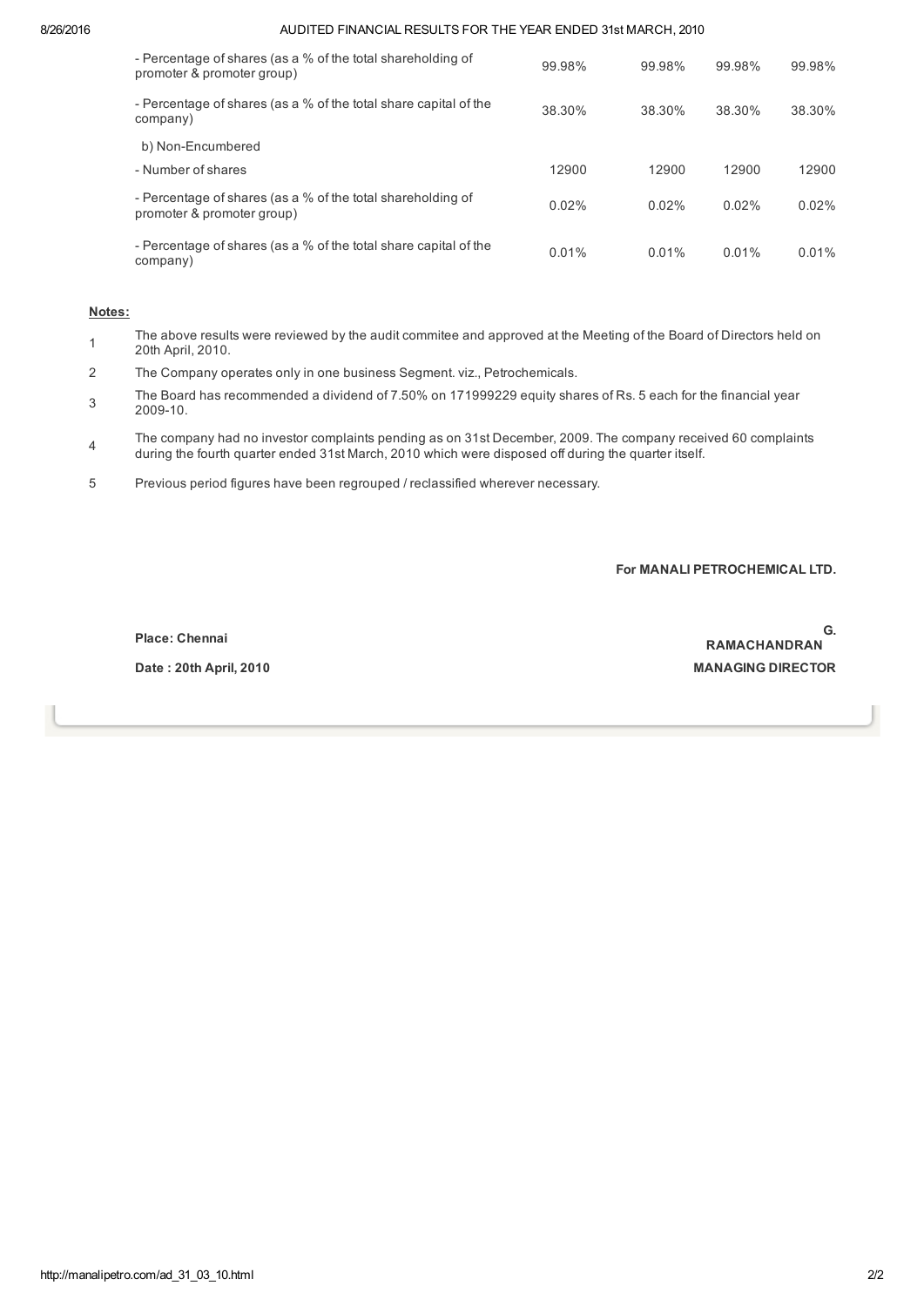| | | | | |
|---|---|---|---|---|
| - Percentage of shares (as a % of the total shareholding of promoter & promoter group) | 99.98% | 99.98% | 99.98% | 99.98% |
| - Percentage of shares (as a % of the total share capital of the company) | 38.30% | 38.30% | 38.30% | 38.30% |
| b) Non-Encumbered | | | | |
| - Number of shares | 12900 | 12900 | 12900 | 12900 |
| - Percentage of shares (as a % of the total shareholding of promoter & promoter group) | 0.02% | 0.02% | 0.02% | 0.02% |
| - Percentage of shares (as a % of the total share capital of the company) | 0.01% | 0.01% | 0.01% | 0.01% |

**Notes:**

1. The above results were reviewed by the audit commitee and approved at the Meeting of the Board of Directors held on 20th April, 2010.
2. The Company operates only in one business Segment. viz., Petrochemicals.
3. The Board has recommended a dividend of 7.50% on 171999229 equity shares of Rs. 5 each for the financial year 2009-10.
4. The company had no investor complaints pending as on 31st December, 2009. The company received 60 complaints during the fourth quarter ended 31st March, 2010 which were disposed off during the quarter itself.
5. Previous period figures have been regrouped / reclassified wherever necessary.

**For MANALI PETROCHEMICAL LTD.**

**Place: Chennai**

**Date : 20th April, 2010**

**G. RAMACHANDRAN**
**MANAGING DIRECTOR**